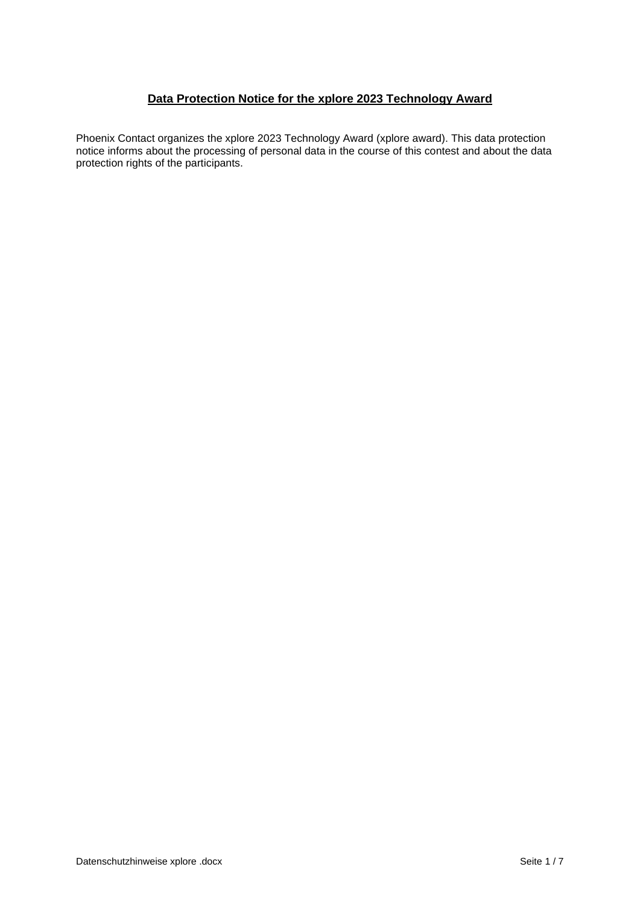# Data Protection Notice for the xplore 2023 Technology Award

Phoenix Contact organizes the xplore 2023 Technology Award (xplore award). This data protection notice informs about the processing of personal data in the course of this contest and about the data protection rights of the participants.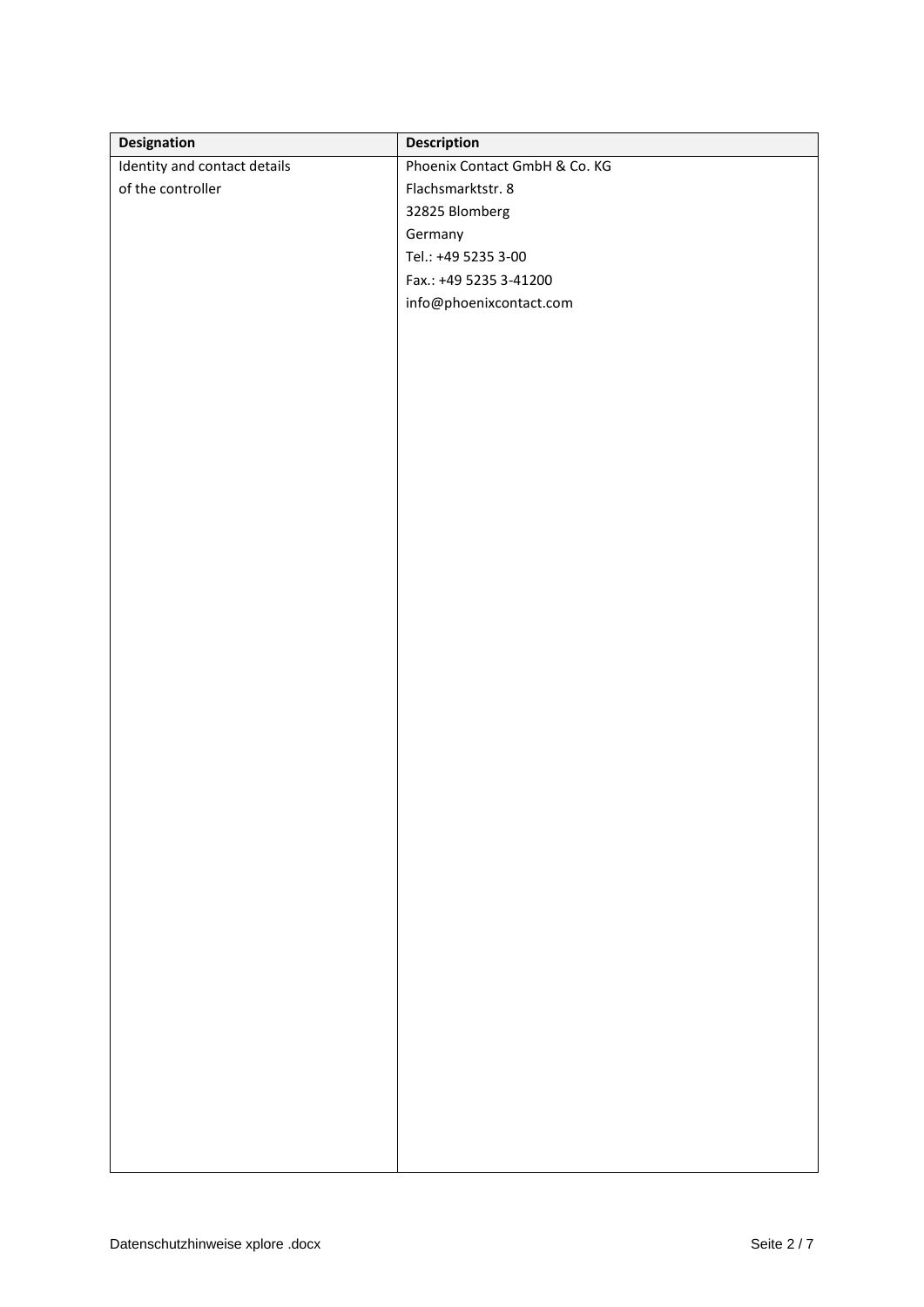| Designation | Description |
| --- | --- |
| Identity and contact details of the controller | Phoenix Contact GmbH & Co. KG<br>Flachsmarktstr. 8<br>32825 Blomberg<br>Germany<br>Tel.: +49 5235 3-00<br>Fax.: +49 5235 3-41200<br>info@phoenixcontact.com |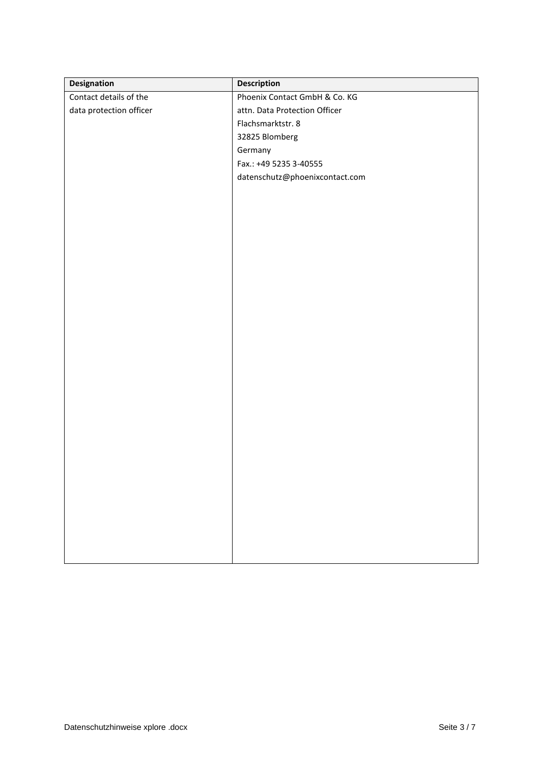| Designation | Description |
| --- | --- |
| Contact details of the data protection officer | Phoenix Contact GmbH & Co. KG<br>attn. Data Protection Officer<br>Flachsmarktstr. 8<br>32825 Blomberg<br>Germany<br>Fax.: +49 5235 3-40555<br>datenschutz@phoenixcontact.com |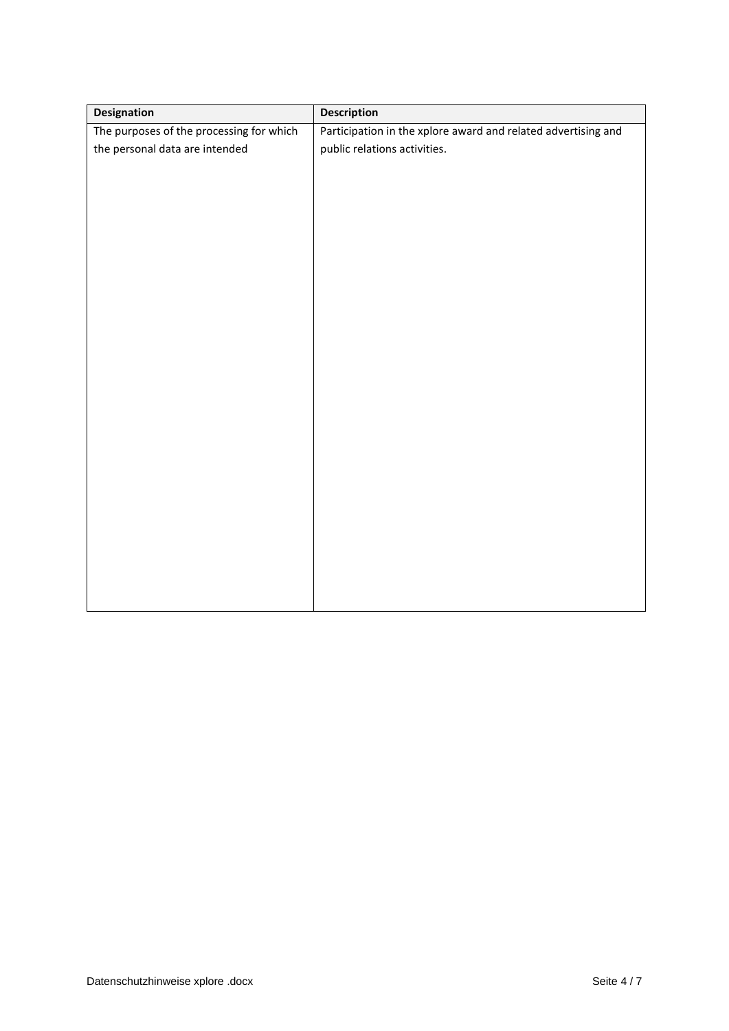| Designation | Description |
| --- | --- |
| The purposes of the processing for which the personal data are intended | Participation in the xplore award and related advertising and public relations activities. |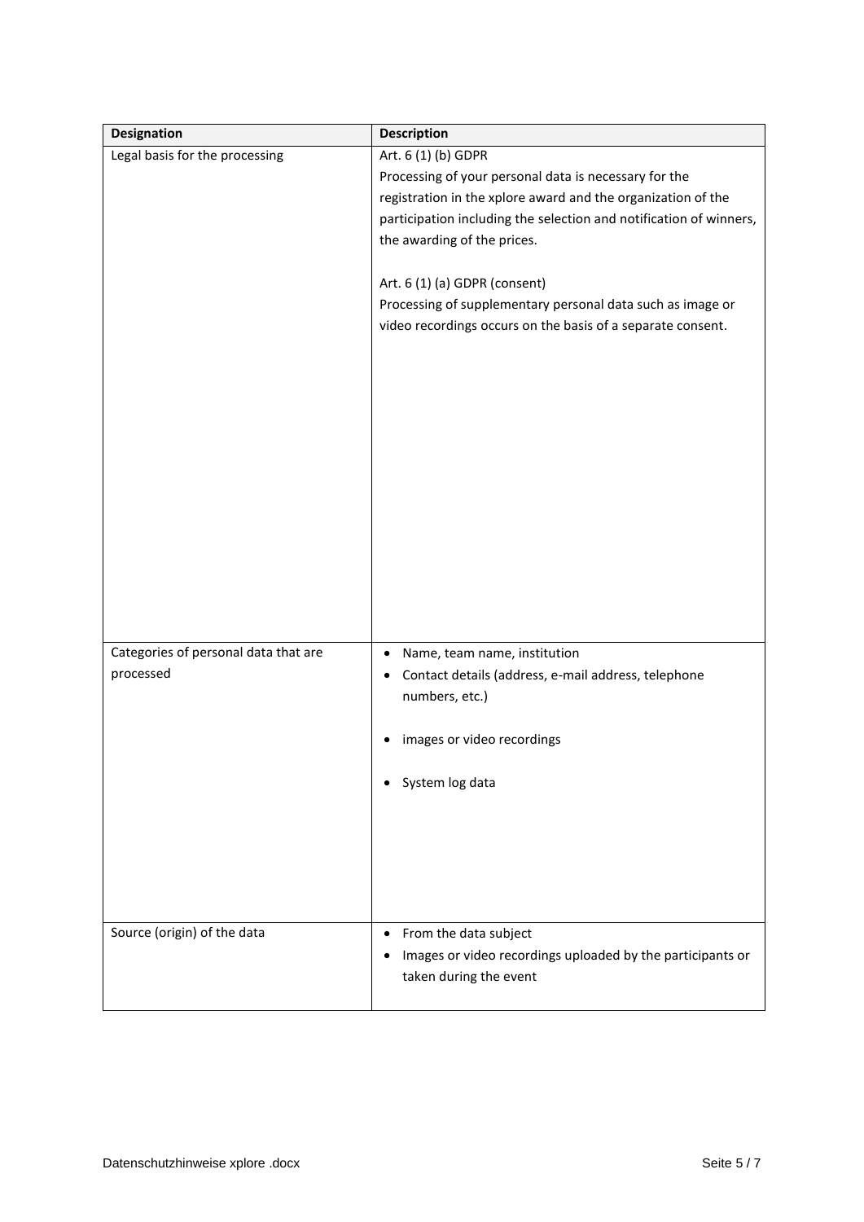| Designation | Description |
| --- | --- |
| Legal basis for the processing | Art. 6 (1) (b) GDPR<br>Processing of your personal data is necessary for the registration in the xplore award and the organization of the participation including the selection and notification of winners, the awarding of the prices.<br><br>Art. 6 (1) (a) GDPR (consent)<br>Processing of supplementary personal data such as image or video recordings occurs on the basis of a separate consent. |
| Categories of personal data that are processed | • Name, team name, institution<br>• Contact details (address, e-mail address, telephone numbers, etc.)<br><br>• images or video recordings<br><br>• System log data |
| Source (origin) of the data | • From the data subject<br>• Images or video recordings uploaded by the participants or taken during the event |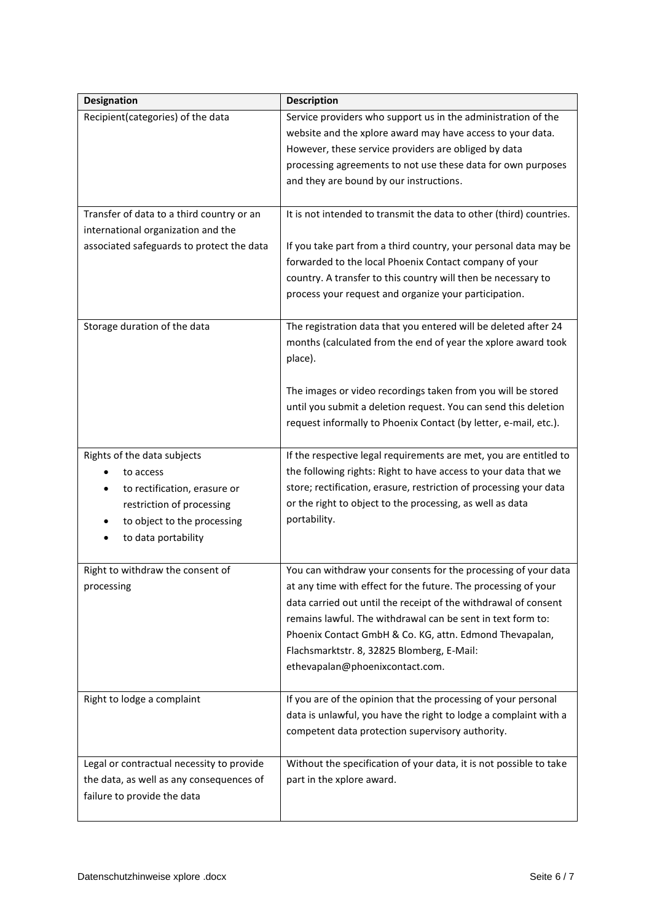| Designation | Description |
|---|---|
| Recipient(categories) of the data | Service providers who support us in the administration of the website and the xplore award may have access to your data. However, these service providers are obliged by data processing agreements to not use these data for own purposes and they are bound by our instructions. |
| Transfer of data to a third country or an international organization and the associated safeguards to protect the data | It is not intended to transmit the data to other (third) countries.<br><br>If you take part from a third country, your personal data may be forwarded to the local Phoenix Contact company of your country. A transfer to this country will then be necessary to process your request and organize your participation. |
| Storage duration of the data | The registration data that you entered will be deleted after 24 months (calculated from the end of year the xplore award took place).<br><br>The images or video recordings taken from you will be stored until you submit a deletion request. You can send this deletion request informally to Phoenix Contact (by letter, e-mail, etc.). |
| Rights of the data subjects<br>• to access<br>• to rectification, erasure or restriction of processing<br>• to object to the processing<br>• to data portability | If the respective legal requirements are met, you are entitled to the following rights: Right to have access to your data that we store; rectification, erasure, restriction of processing your data or the right to object to the processing, as well as data portability. |
| Right to withdraw the consent of processing | You can withdraw your consents for the processing of your data at any time with effect for the future. The processing of your data carried out until the receipt of the withdrawal of consent remains lawful. The withdrawal can be sent in text form to: Phoenix Contact GmbH & Co. KG, attn. Edmond Thevapalan, Flachsmarktstr. 8, 32825 Blomberg, E-Mail: ethevapalan@phoenixcontact.com. |
| Right to lodge a complaint | If you are of the opinion that the processing of your personal data is unlawful, you have the right to lodge a complaint with a competent data protection supervisory authority. |
| Legal or contractual necessity to provide the data, as well as any consequences of failure to provide the data | Without the specification of your data, it is not possible to take part in the xplore award. |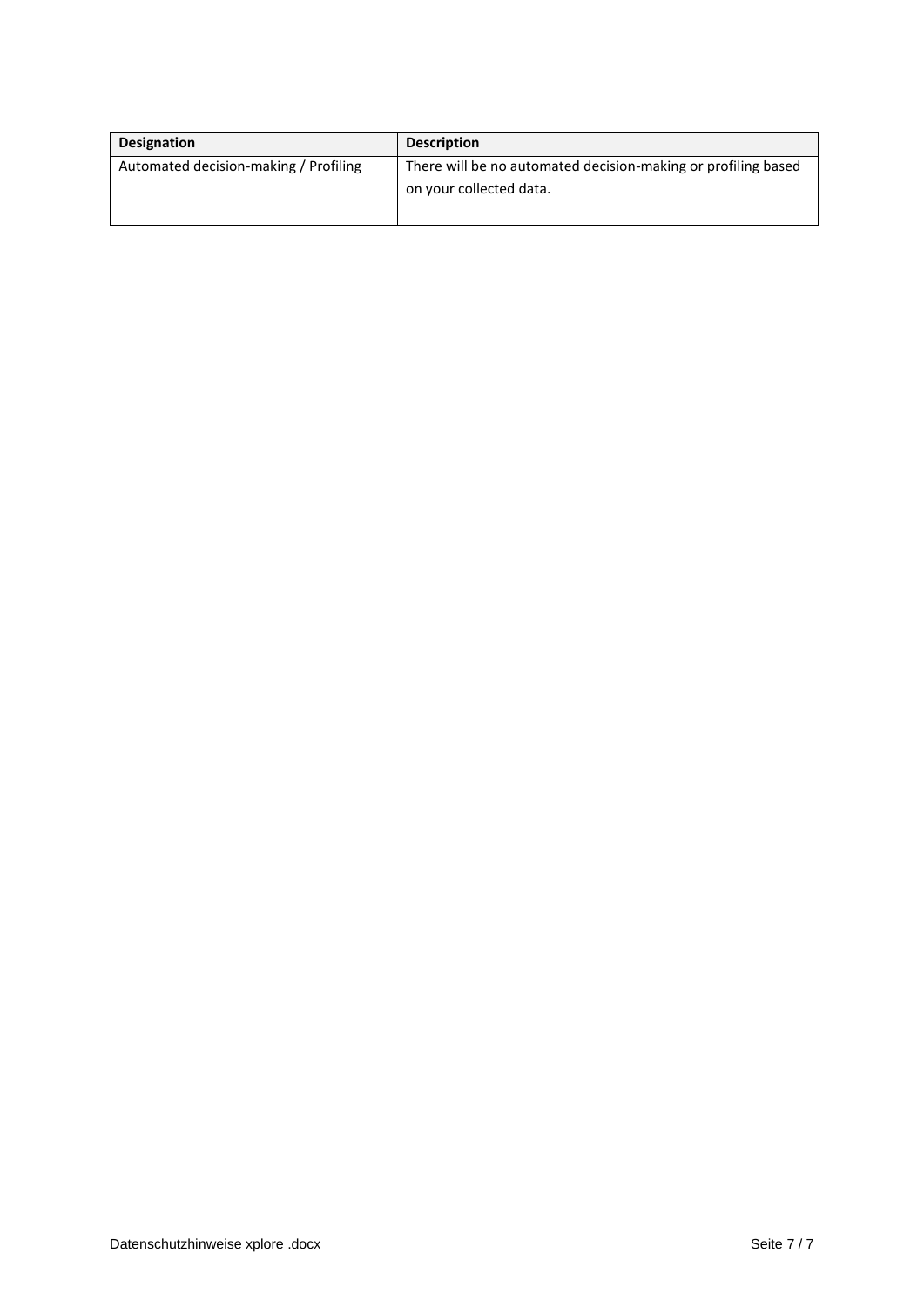| Designation | Description |
| --- | --- |
| Automated decision-making / Profiling | There will be no automated decision-making or profiling based on your collected data. |